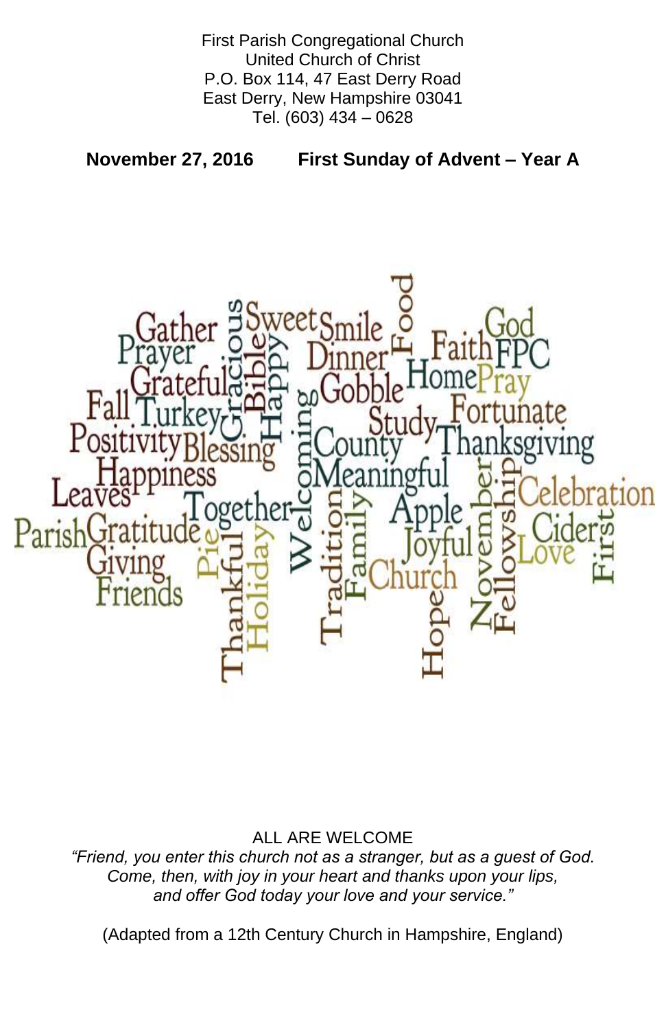First Parish Congregational Church
United Church of Christ
P.O. Box 114, 47 East Derry Road
East Derry, New Hampshire 03041
Tel. (603) 434 – 0628

**November 27, 2016 First Sunday of Advent – Year A**

Gather Prayer Grateful Fall Turkey Positivity Blessing Happiness Leaves Parish Gratitude Giving Friends Gracious Bible Happy Sweet Smile Dinner Food Gobble Faith God FPC Home Pray Study Fortunate County Thanksgiving Welcoming Meaningful Together Pie Thankful Holiday Tradition Family Apple Joyful Church Hope November Fellowship Celebration Cider Love First

ALL ARE WELCOME

*"Friend, you enter this church not as a stranger, but as a guest of God.
Come, then, with joy in your heart and thanks upon your lips,
and offer God today your love and your service."*

(Adapted from a 12th Century Church in Hampshire, England)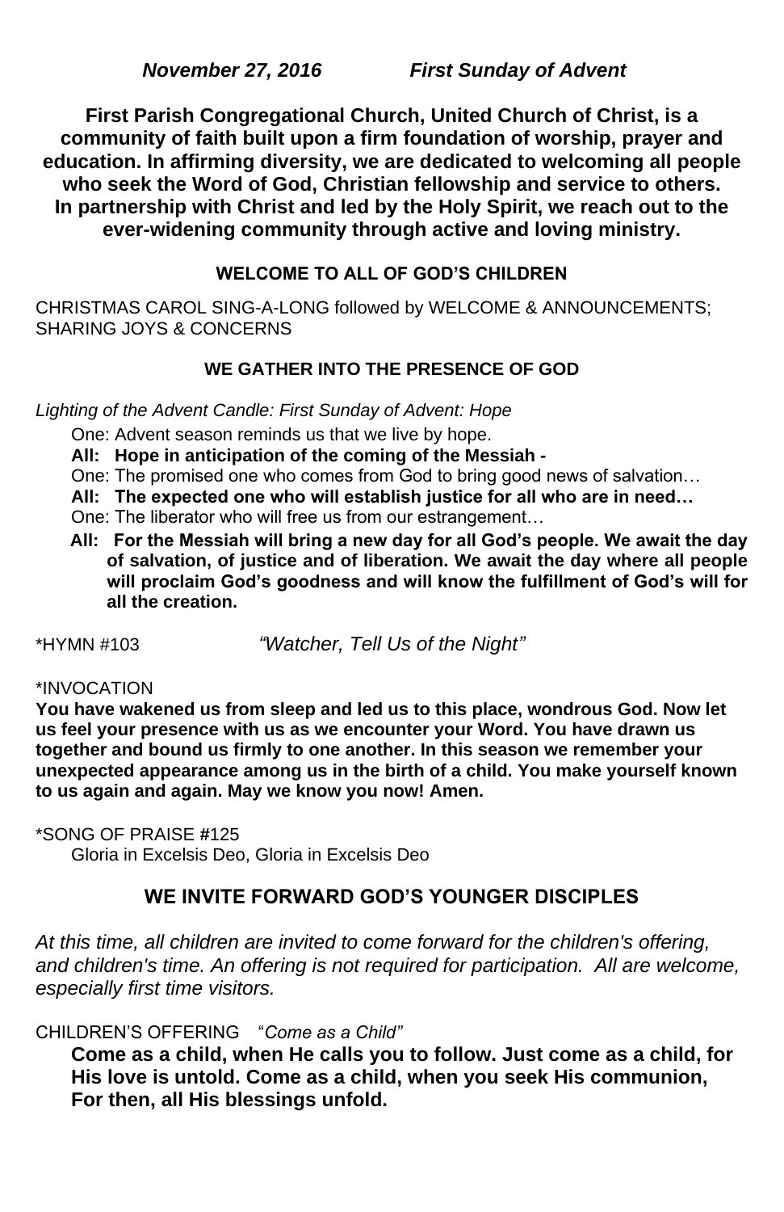***November 27, 2016          First Sunday of Advent***

**First Parish Congregational Church, United Church of Christ, is a community of faith built upon a firm foundation of worship, prayer and education. In affirming diversity, we are dedicated to welcoming all people who seek the Word of God, Christian fellowship and service to others. In partnership with Christ and led by the Holy Spirit, we reach out to the ever-widening community through active and loving ministry.**

## WELCOME TO ALL OF GOD'S CHILDREN

CHRISTMAS CAROL SING-A-LONG followed by WELCOME & ANNOUNCEMENTS; SHARING JOYS & CONCERNS

## WE GATHER INTO THE PRESENCE OF GOD

*Lighting of the Advent Candle: First Sunday of Advent: Hope*

One: Advent season reminds us that we live by hope.

**All: Hope in anticipation of the coming of the Messiah -**

One: The promised one who comes from God to bring good news of salvation…

**All: The expected one who will establish justice for all who are in need…**

One: The liberator who will free us from our estrangement…

**All: For the Messiah will bring a new day for all God's people. We await the day of salvation, of justice and of liberation. We await the day where all people will proclaim God's goodness and will know the fulfillment of God's will for all the creation.**

*HYMN #103          *"Watcher, Tell Us of the Night"*

*INVOCATION

**You have wakened us from sleep and led us to this place, wondrous God. Now let us feel your presence with us as we encounter your Word. You have drawn us together and bound us firmly to one another. In this season we remember your unexpected appearance among us in the birth of a child. You make yourself known to us again and again. May we know you now! Amen.**

*SONG OF PRAISE #125

Gloria in Excelsis Deo, Gloria in Excelsis Deo

## WE INVITE FORWARD GOD'S YOUNGER DISCIPLES

*At this time, all children are invited to come forward for the children's offering, and children's time. An offering is not required for participation. All are welcome, especially first time visitors.*

CHILDREN'S OFFERING   "*Come as a Child"*

**Come as a child, when He calls you to follow. Just come as a child, for His love is untold. Come as a child, when you seek His communion, For then, all His blessings unfold.**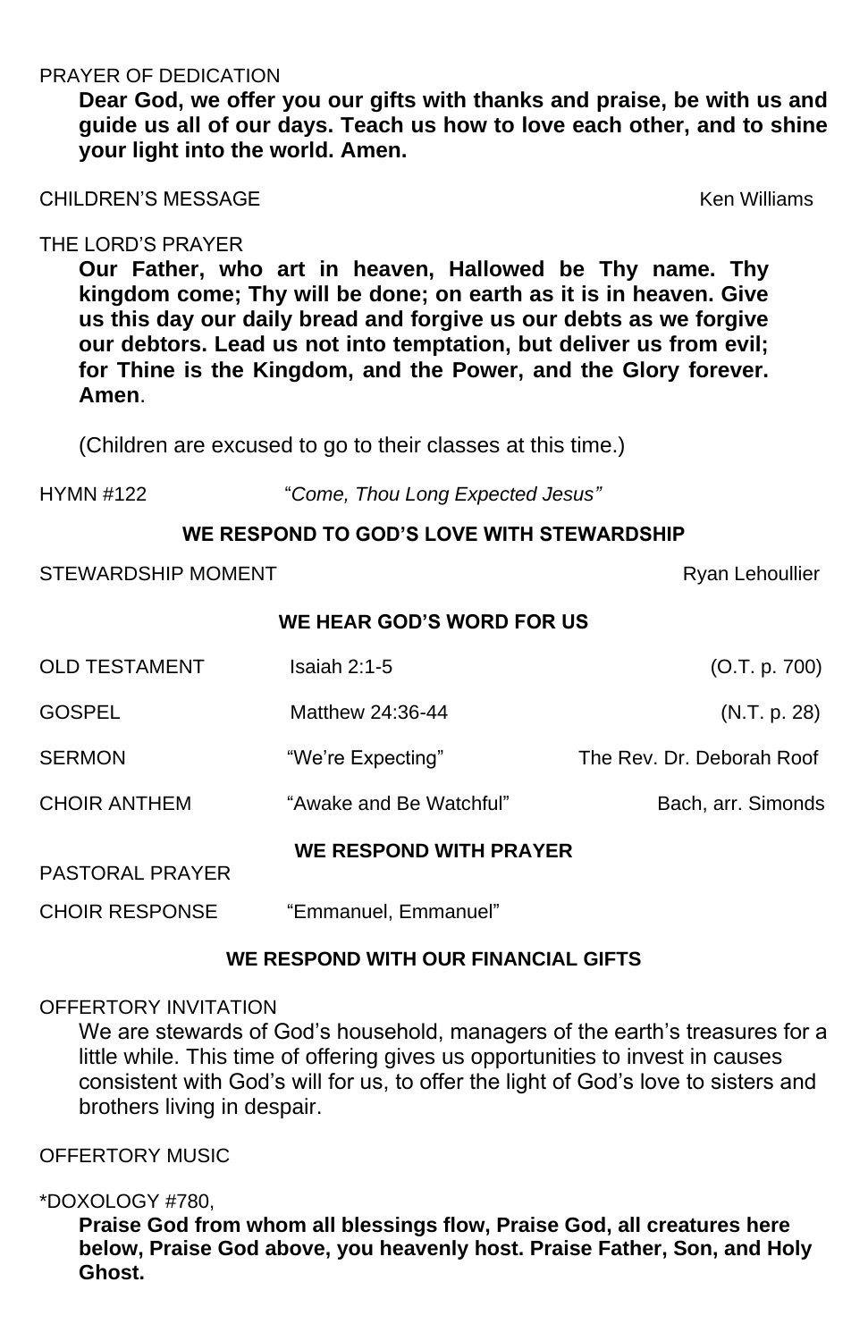PRAYER OF DEDICATION

**Dear God, we offer you our gifts with thanks and praise, be with us and guide us all of our days. Teach us how to love each other, and to shine your light into the world. Amen.**

CHILDREN'S MESSAGE — Ken Williams

THE LORD'S PRAYER

**Our Father, who art in heaven, Hallowed be Thy name. Thy kingdom come; Thy will be done; on earth as it is in heaven. Give us this day our daily bread and forgive us our debts as we forgive our debtors. Lead us not into temptation, but deliver us from evil; for Thine is the Kingdom, and the Power, and the Glory forever. Amen**.

(Children are excused to go to their classes at this time.)

HYMN #122 — "*Come, Thou Long Expected Jesus"*

**WE RESPOND TO GOD'S LOVE WITH STEWARDSHIP**

STEWARDSHIP MOMENT — Ryan Lehoullier

**WE HEAR GOD'S WORD FOR US**

OLD TESTAMENT — Isaiah 2:1-5 — (O.T. p. 700)

GOSPEL — Matthew 24:36-44 — (N.T. p. 28)

SERMON — "We're Expecting" — The Rev. Dr. Deborah Roof

CHOIR ANTHEM — "Awake and Be Watchful" — Bach, arr. Simonds

**WE RESPOND WITH PRAYER**

PASTORAL PRAYER

CHOIR RESPONSE — "Emmanuel, Emmanuel"

**WE RESPOND WITH OUR FINANCIAL GIFTS**

OFFERTORY INVITATION

We are stewards of God's household, managers of the earth's treasures for a little while. This time of offering gives us opportunities to invest in causes consistent with God's will for us, to offer the light of God's love to sisters and brothers living in despair.

OFFERTORY MUSIC

*DOXOLOGY #780,

**Praise God from whom all blessings flow, Praise God, all creatures here below, Praise God above, you heavenly host. Praise Father, Son, and Holy Ghost.**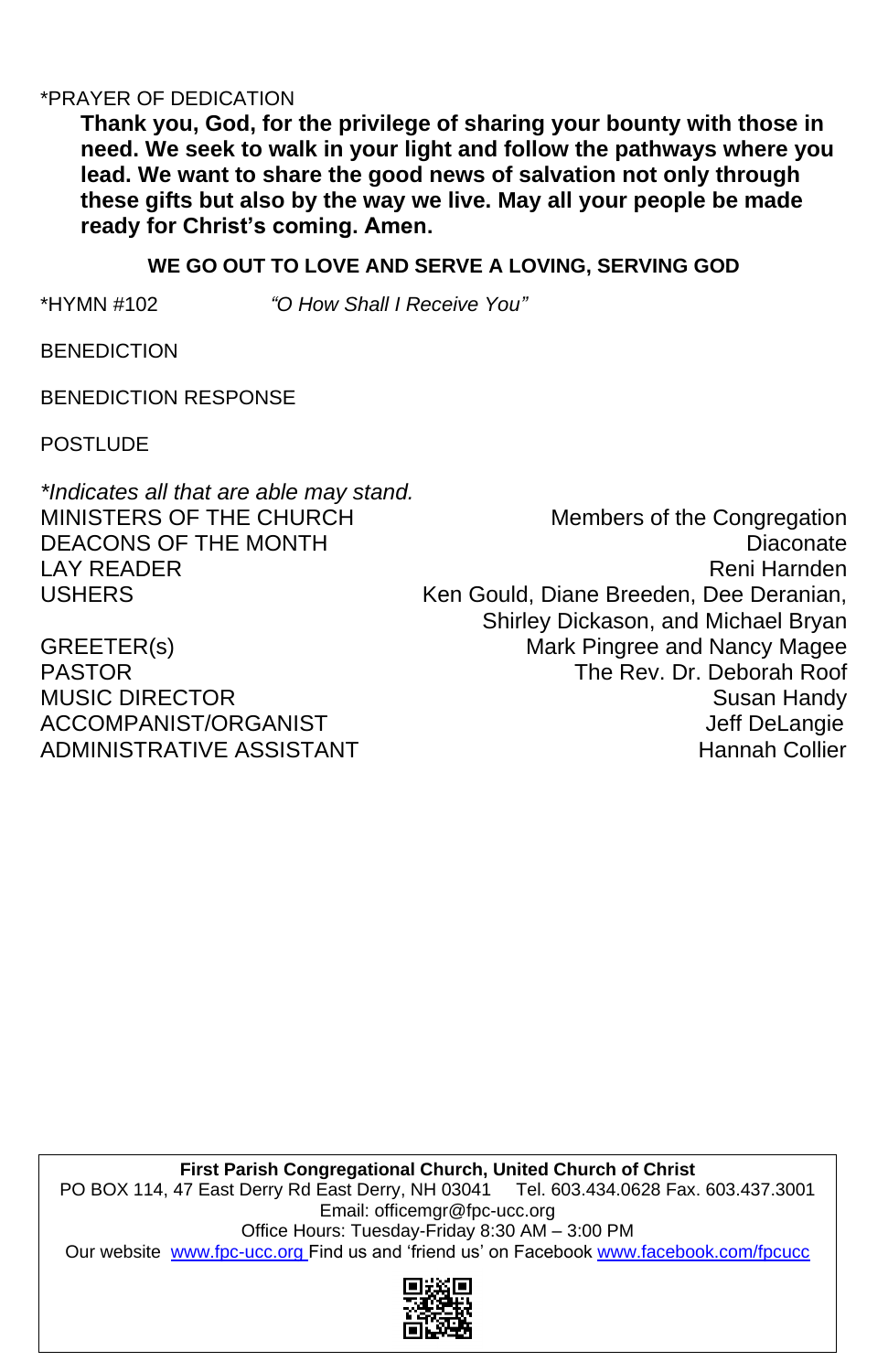*PRAYER OF DEDICATION

**Thank you, God, for the privilege of sharing your bounty with those in need. We seek to walk in your light and follow the pathways where you lead. We want to share the good news of salvation not only through these gifts but also by the way we live. May all your people be made ready for Christ's coming. Amen.**

**WE GO OUT TO LOVE AND SERVE A LOVING, SERVING GOD**

*HYMN #102 *"O How Shall I Receive You"*

BENEDICTION

BENEDICTION RESPONSE

POSTLUDE

**Indicates all that are able may stand.*

| | |
|---|---|
| MINISTERS OF THE CHURCH | Members of the Congregation |
| DEACONS OF THE MONTH | Diaconate |
| LAY READER | Reni Harnden |
| USHERS | Ken Gould, Diane Breeden, Dee Deranian, Shirley Dickason, and Michael Bryan |
| GREETER(s) | Mark Pingree and Nancy Magee |
| PASTOR | The Rev. Dr. Deborah Roof |
| MUSIC DIRECTOR | Susan Handy |
| ACCOMPANIST/ORGANIST | Jeff DeLangie |
| ADMINISTRATIVE ASSISTANT | Hannah Collier |

**First Parish Congregational Church, United Church of Christ**
PO BOX 114, 47 East Derry Rd East Derry, NH 03041 Tel. 603.434.0628 Fax. 603.437.3001
Email: officemgr@fpc-ucc.org
Office Hours: Tuesday-Friday 8:30 AM – 3:00 PM
Our website www.fpc-ucc.org Find us and 'friend us' on Facebook www.facebook.com/fpcucc